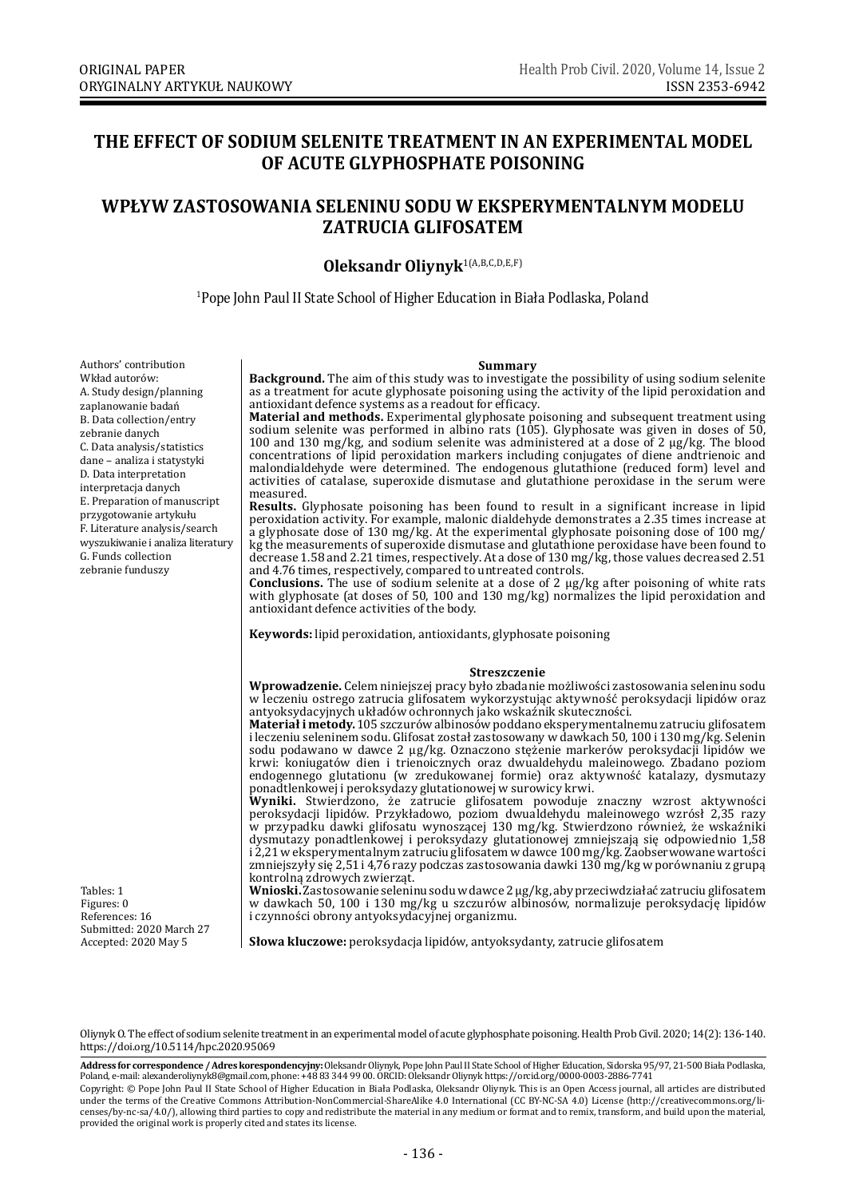ORIGINAL PAPER
ORYGINALNY ARTYKUŁ NAUKOWY

# THE EFFECT OF SODIUM SELENITE TREATMENT IN AN EXPERIMENTAL MODEL OF ACUTE GLYPHOSPHATE POISONING

# WPŁYW ZASTOSOWANIA SELENINU SODU W EKSPERYMENTALNYM MODELU ZATRUCIA GLIFOSATEM

**Oleksandr Oliynyk**[1(A,B,C,D,E,F)]

[1]Pope John Paul II State School of Higher Education in Biała Podlaska, Poland

Authors' contribution
Wkład autorów:
A. Study design/planning
zaplanowanie badań
B. Data collection/entry
zebranie danych
C. Data analysis/statistics
dane – analiza i statystyki
D. Data interpretation
interpretacja danych
E. Preparation of manuscript
przygotowanie artykułu
F. Literature analysis/search
wyszukiwanie i analiza literatury
G. Funds collection
zebranie funduszy

Tables: 1
Figures: 0
References: 16
Submitted: 2020 March 27
Accepted: 2020 May 5

**Summary**

**Background.** The aim of this study was to investigate the possibility of using sodium selenite as a treatment for acute glyphosate poisoning using the activity of the lipid peroxidation and antioxidant defence systems as a readout for efficacy.

**Material and methods.** Experimental glyphosate poisoning and subsequent treatment using sodium selenite was performed in albino rats (105). Glyphosate was given in doses of 50, 100 and 130 mg/kg, and sodium selenite was administered at a dose of 2 µg/kg. The blood concentrations of lipid peroxidation markers including conjugates of diene andtrienoic and malondialdehyde were determined. The endogenous glutathione (reduced form) level and activities of catalase, superoxide dismutase and glutathione peroxidase in the serum were measured.

**Results.** Glyphosate poisoning has been found to result in a significant increase in lipid peroxidation activity. For example, malonic dialdehyde demonstrates a 2.35 times increase at a glyphosate dose of 130 mg/kg. At the experimental glyphosate poisoning dose of 100 mg/kg the measurements of superoxide dismutase and glutathione peroxidase have been found to decrease 1.58 and 2.21 times, respectively. At a dose of 130 mg/kg, those values decreased 2.51 and 4.76 times, respectively, compared to untreated controls.

**Conclusions.** The use of sodium selenite at a dose of 2 µg/kg after poisoning of white rats with glyphosate (at doses of 50, 100 and 130 mg/kg) normalizes the lipid peroxidation and antioxidant defence activities of the body.

**Keywords:** lipid peroxidation, antioxidants, glyphosate poisoning

**Streszczenie**

**Wprowadzenie.** Celem niniejszej pracy było zbadanie możliwości zastosowania seleninu sodu w leczeniu ostrego zatrucia glifosatem wykorzystując aktywność peroksydacji lipidów oraz antyoksydacyjnych układów ochronnych jako wskaźnik skuteczności.

**Materiał i metody.** 105 szczurów albinosów poddano eksperymentalnemu zatruciu glifosatem i leczeniu seleninem sodu. Glifosat został zastosowany w dawkach 50, 100 i 130 mg/kg. Selenin sodu podawano w dawce 2 µg/kg. Oznaczono stężenie markerów peroksydacji lipidów we krwi: koniugatów dien i trienoicznych oraz dwualdehydu maleinowego. Zbadano poziom endogennego glutationu (w zredukowanej formie) oraz aktywność katalazy, dysmutazy ponadtlenkowej i peroksydazy glutationowej w surowicy krwi.

**Wyniki.** Stwierdzono, że zatrucie glifosatem powoduje znaczny wzrost aktywności peroksydacji lipidów. Przykładowo, poziom dwualdehydu maleinowego wzrósł 2,35 razy w przypadku dawki glifosatu wynoszącej 130 mg/kg. Stwierdzono również, że wskaźniki dysmutazy ponadtlenkowej i peroksydazy glutationowej zmniejszają się odpowiednio 1,58 i 2,21 w eksperymentalnym zatruciu glifosatem w dawce 100 mg/kg. Zaobserwowane wartości zmniejszyły się 2,51 i 4,76 razy podczas zastosowania dawki 130 mg/kg w porównaniu z grupą kontrolną zdrowych zwierząt.

**Wnioski.** Zastosowanie seleninu sodu w dawce 2 µg/kg, aby przeciwdziałać zatruciu glifosatem w dawkach 50, 100 i 130 mg/kg u szczurów albinosów, normalizuje peroksydację lipidów i czynności obrony antyoksydacyjnej organizmu.

**Słowa kluczowe:** peroksydacja lipidów, antyoksydanty, zatrucie glifosatem

Oliynyk O. The effect of sodium selenite treatment in an experimental model of acute glyphosphate poisoning. Health Prob Civil. 2020; 14(2): 136-140. https://doi.org/10.5114/hpc.2020.95069

**Address for correspondence / Adres korespondencyjny:** Oleksandr Oliynyk, Pope John Paul II State School of Higher Education, Sidorska 95/97, 21-500 Biała Podlaska, Poland, e-mail: alexanderoliynyk8@gmail.com, phone: +48 83 344 99 00. ORCID: Oleksandr Oliynyk https://orcid.org/0000-0003-2886-7741

Copyright: © Pope John Paul II State School of Higher Education in Biała Podlaska, Oleksandr Oliynyk. This is an Open Access journal, all articles are distributed under the terms of the Creative Commons Attribution-NonCommercial-ShareAlike 4.0 International (CC BY-NC-SA 4.0) License (http://creativecommons.org/licenses/by-nc-sa/4.0/), allowing third parties to copy and redistribute the material in any medium or format and to remix, transform, and build upon the material, provided the original work is properly cited and states its license.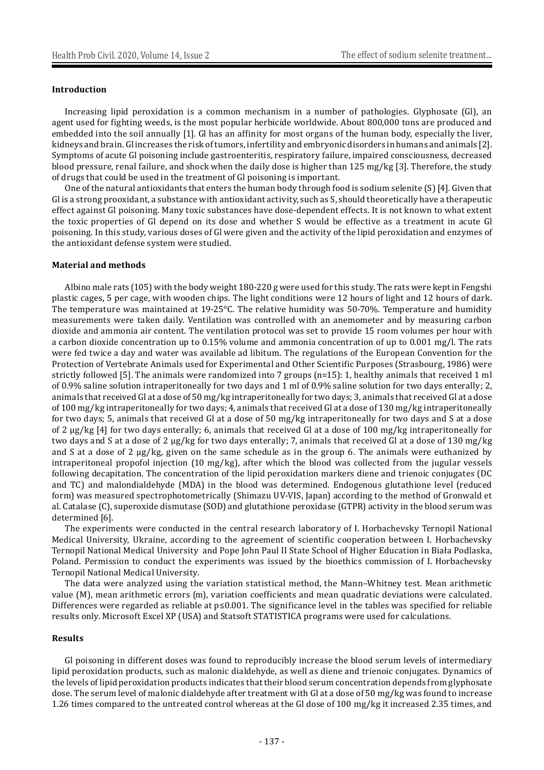### Introduction

Increasing lipid peroxidation is a common mechanism in a number of pathologies. Glyphosate (Gl), an agent used for fighting weeds, is the most popular herbicide worldwide. About 800,000 tons are produced and embedded into the soil annually [1]. Gl has an affinity for most organs of the human body, especially the liver, kidneys and brain. Gl increases the risk of tumors, infertility and embryonic disorders in humans and animals [2]. Symptoms of acute Gl poisoning include gastroenteritis, respiratory failure, impaired consciousness, decreased blood pressure, renal failure, and shock when the daily dose is higher than 125 mg/kg [3]. Therefore, the study of drugs that could be used in the treatment of Gl poisoning is important.

One of the natural antioxidants that enters the human body through food is sodium selenite (S) [4]. Given that Gl is a strong prooxidant, a substance with antioxidant activity, such as S, should theoretically have a therapeutic effect against Gl poisoning. Many toxic substances have dose-dependent effects. It is not known to what extent the toxic properties of Gl depend on its dose and whether S would be effective as a treatment in acute Gl poisoning. In this study, various doses of Gl were given and the activity of the lipid peroxidation and enzymes of the antioxidant defense system were studied.

### Material and methods

Albino male rats (105) with the body weight 180-220 g were used for this study. The rats were kept in Fengshi plastic cages, 5 per cage, with wooden chips. The light conditions were 12 hours of light and 12 hours of dark. The temperature was maintained at 19-25°C. The relative humidity was 50-70%. Temperature and humidity measurements were taken daily. Ventilation was controlled with an anemometer and by measuring carbon dioxide and ammonia air content. The ventilation protocol was set to provide 15 room volumes per hour with a carbon dioxide concentration up to 0.15% volume and ammonia concentration of up to 0.001 mg/l. The rats were fed twice a day and water was available ad libitum. The regulations of the European Convention for the Protection of Vertebrate Animals used for Experimental and Other Scientific Purposes (Strasbourg, 1986) were strictly followed [5]. The animals were randomized into 7 groups (n=15): 1, healthy animals that received 1 ml of 0.9% saline solution intraperitoneally for two days and 1 ml of 0.9% saline solution for two days enterally; 2, animals that received Gl at a dose of 50 mg/kg intraperitoneally for two days; 3, animals that received Gl at a dose of 100 mg/kg intraperitoneally for two days; 4, animals that received Gl at a dose of 130 mg/kg intraperitoneally for two days; 5, animals that received Gl at a dose of 50 mg/kg intraperitoneally for two days and S at a dose of 2 µg/kg [4] for two days enterally; 6, animals that received Gl at a dose of 100 mg/kg intraperitoneally for two days and S at a dose of 2 µg/kg for two days enterally; 7, animals that received Gl at a dose of 130 mg/kg and S at a dose of 2 µg/kg, given on the same schedule as in the group 6. The animals were euthanized by intraperitoneal propofol injection (10 mg/kg), after which the blood was collected from the jugular vessels following decapitation. The concentration of the lipid peroxidation markers diene and trienoic conjugates (DC and TC) and malondialdehyde (MDA) in the blood was determined. Endogenous glutathione level (reduced form) was measured spectrophotometrically (Shimazu UV-VIS, Japan) according to the method of Gronwald et al. Catalase (C), superoxide dismutase (SOD) and glutathione peroxidase (GTPR) activity in the blood serum was determined [6].

The experiments were conducted in the central research laboratory of I. Horbachevsky Ternopil National Medical University, Ukraine, according to the agreement of scientific cooperation between I. Horbachevsky Ternopil National Medical University and Pope John Paul II State School of Higher Education in Biała Podlaska, Poland. Permission to conduct the experiments was issued by the bioethics commission of I. Horbachevsky Ternopil National Medical University.

The data were analyzed using the variation statistical method, the Mann–Whitney test. Mean arithmetic value (M), mean arithmetic errors (m), variation coefficients and mean quadratic deviations were calculated. Differences were regarded as reliable at $p \leq 0.001$. The significance level in the tables was specified for reliable results only. Microsoft Excel XP (USA) and Statsoft STATISTICA programs were used for calculations.

### Results

Gl poisoning in different doses was found to reproducibly increase the blood serum levels of intermediary lipid peroxidation products, such as malonic dialdehyde, as well as diene and trienoic conjugates. Dynamics of the levels of lipid peroxidation products indicates that their blood serum concentration depends from glyphosate dose. The serum level of malonic dialdehyde after treatment with Gl at a dose of 50 mg/kg was found to increase 1.26 times compared to the untreated control whereas at the Gl dose of 100 mg/kg it increased 2.35 times, and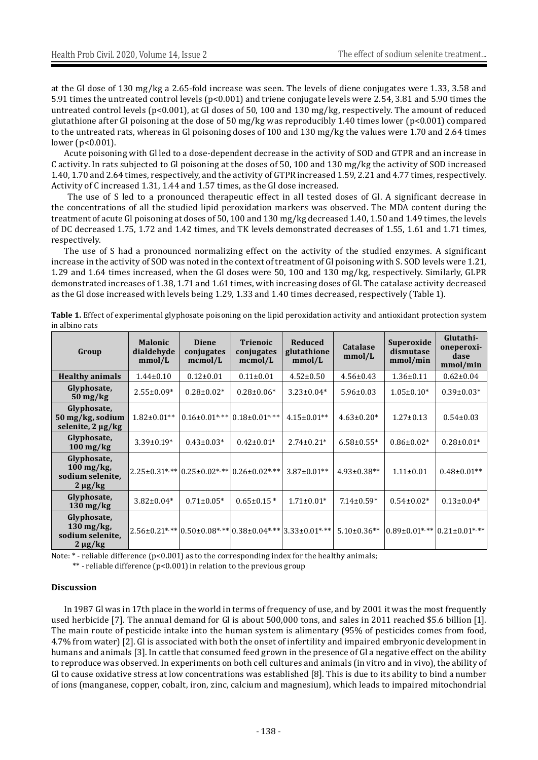at the Gl dose of 130 mg/kg a 2.65-fold increase was seen. The levels of diene conjugates were 1.33, 3.58 and 5.91 times the untreated control levels ($p<0.001$) and triene conjugate levels were 2.54, 3.81 and 5.90 times the untreated control levels ($p<0.001$), at Gl doses of 50, 100 and 130 mg/kg, respectively. The amount of reduced glutathione after Gl poisoning at the dose of 50 mg/kg was reproducibly 1.40 times lower ($p<0.001$) compared to the untreated rats, whereas in Gl poisoning doses of 100 and 130 mg/kg the values were 1.70 and 2.64 times lower ($p<0.001$).

Acute poisoning with Gl led to a dose-dependent decrease in the activity of SOD and GTPR and an increase in C activity. In rats subjected to Gl poisoning at the doses of 50, 100 and 130 mg/kg the activity of SOD increased 1.40, 1.70 and 2.64 times, respectively, and the activity of GTPR increased 1.59, 2.21 and 4.77 times, respectively. Activity of C increased 1.31, 1.44 and 1.57 times, as the Gl dose increased.

The use of S led to a pronounced therapeutic effect in all tested doses of Gl. A significant decrease in the concentrations of all the studied lipid peroxidation markers was observed. The MDA content during the treatment of acute Gl poisoning at doses of 50, 100 and 130 mg/kg decreased 1.40, 1.50 and 1.49 times, the levels of DC decreased 1.75, 1.72 and 1.42 times, and TK levels demonstrated decreases of 1.55, 1.61 and 1.71 times, respectively.

The use of S had a pronounced normalizing effect on the activity of the studied enzymes. A significant increase in the activity of SOD was noted in the context of treatment of Gl poisoning with S. SOD levels were 1.21, 1.29 and 1.64 times increased, when the Gl doses were 50, 100 and 130 mg/kg, respectively. Similarly, GLPR demonstrated increases of 1.38, 1.71 and 1.61 times, with increasing doses of Gl. The catalase activity decreased as the Gl dose increased with levels being 1.29, 1.33 and 1.40 times decreased, respectively (Table 1).

**Table 1.** Effect of experimental glyphosate poisoning on the lipid peroxidation activity and antioxidant protection system in albino rats

| Group | Malonic dialdehyde mmol/L | Diene conjugates mcmol/L | Trienoic conjugates mcmol/L | Reduced glutathione mmol/L | Catalase mmol/L | Superoxide dismutase mmol/min | Glutathioneperoxidase mmol/min |
|---|---|---|---|---|---|---|---|
| **Healthy animals** | 1.44±0.10 | 0.12±0.01 | 0.11±0.01 | 4.52±0.50 | 4.56±0.43 | 1.36±0.11 | 0.62±0.04 |
| **Glyphosate, 50 mg/kg** | 2.55±0.09* | 0.28±0.02* | 0.28±0.06* | 3.23±0.04* | 5.96±0.03 | 1.05±0.10* | 0.39±0.03* |
| **Glyphosate, 50 mg/kg, sodium selenite, 2 µg/kg** | 1.82±0.01** | 0.16±0.01*,** | 0.18±0.01*,** | 4.15±0.01** | 4.63±0.20* | 1.27±0.13 | 0.54±0.03 |
| **Glyphosate, 100 mg/kg** | 3.39±0.19* | 0.43±0.03* | 0.42±0.01* | 2.74±0.21* | 6.58±0.55* | 0.86±0.02* | 0.28±0.01* |
| **Glyphosate, 100 mg/kg, sodium selenite, 2 µg/kg** | 2.25±0.31*,** | 0.25±0.02*,** | 0.26±0.02*,** | 3.87±0.01** | 4.93±0.38** | 1.11±0.01 | 0.48±0.01** |
| **Glyphosate, 130 mg/kg** | 3.82±0.04* | 0.71±0.05* | 0.65±0.15 * | 1.71±0.01* | 7.14±0.59* | 0.54±0.02* | 0.13±0.04* |
| **Glyphosate, 130 mg/kg, sodium selenite, 2 µg/kg** | 2.56±0.21*,** | 0.50±0.08*,** | 0.38±0.04*,** | 3.33±0.01*,** | 5.10±0.36** | 0.89±0.01*,** | 0.21±0.01*,** |

Note: * - reliable difference ($p<0.001$) as to the corresponding index for the healthy animals;

** - reliable difference ($p<0.001$) in relation to the previous group

### Discussion

In 1987 Gl was in 17th place in the world in terms of frequency of use, and by 2001 it was the most frequently used herbicide [7]. The annual demand for Gl is about 500,000 tons, and sales in 2011 reached $5.6 billion [1]. The main route of pesticide intake into the human system is alimentary (95% of pesticides comes from food, 4.7% from water) [2]. Gl is associated with both the onset of infertility and impaired embryonic development in humans and animals [3]. In cattle that consumed feed grown in the presence of Gl a negative effect on the ability to reproduce was observed. In experiments on both cell cultures and animals (in vitro and in vivo), the ability of Gl to cause oxidative stress at low concentrations was established [8]. This is due to its ability to bind a number of ions (manganese, copper, cobalt, iron, zinc, calcium and magnesium), which leads to impaired mitochondrial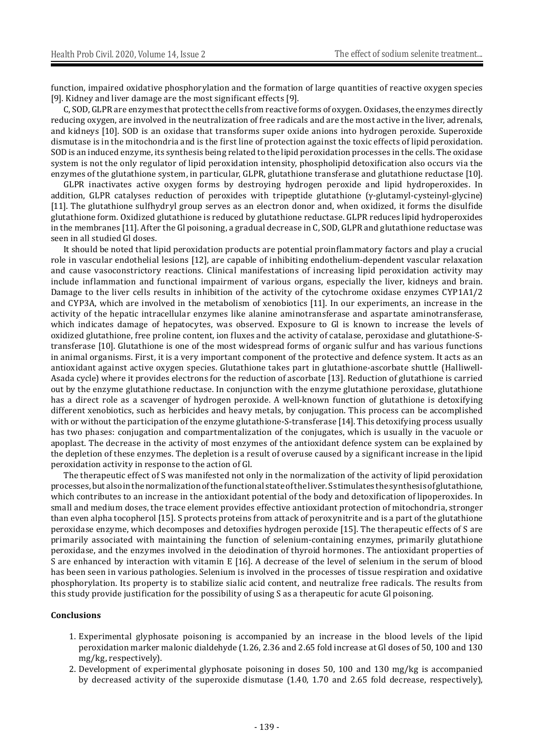function, impaired oxidative phosphorylation and the formation of large quantities of reactive oxygen species [9]. Kidney and liver damage are the most significant effects [9].

C, SOD, GLPR are enzymes that protect the cells from reactive forms of oxygen. Oxidases, the enzymes directly reducing oxygen, are involved in the neutralization of free radicals and are the most active in the liver, adrenals, and kidneys [10]. SOD is an oxidase that transforms super oxide anions into hydrogen peroxide. Superoxide dismutase is in the mitochondria and is the first line of protection against the toxic effects of lipid peroxidation. SOD is an induced enzyme, its synthesis being related to the lipid peroxidation processes in the cells. The oxidase system is not the only regulator of lipid peroxidation intensity, phospholipid detoxification also occurs via the enzymes of the glutathione system, in particular, GLPR, glutathione transferase and glutathione reductase [10].

GLPR inactivates active oxygen forms by destroying hydrogen peroxide and lipid hydroperoxides. In addition, GLPR catalyses reduction of peroxides with tripeptide glutathione (γ-glutamyl-cysteinyl-glycine) [11]. The glutathione sulfhydryl group serves as an electron donor and, when oxidized, it forms the disulfide glutathione form. Oxidized glutathione is reduced by glutathione reductase. GLPR reduces lipid hydroperoxides in the membranes [11]. After the Gl poisoning, a gradual decrease in C, SOD, GLPR and glutathione reductase was seen in all studied Gl doses.

It should be noted that lipid peroxidation products are potential proinflammatory factors and play a crucial role in vascular endothelial lesions [12], are capable of inhibiting endothelium-dependent vascular relaxation and cause vasoconstrictory reactions. Clinical manifestations of increasing lipid peroxidation activity may include inflammation and functional impairment of various organs, especially the liver, kidneys and brain. Damage to the liver cells results in inhibition of the activity of the cytochrome oxidase enzymes CYP1A1/2 and CYP3A, which are involved in the metabolism of xenobiotics [11]. In our experiments, an increase in the activity of the hepatic intracellular enzymes like alanine aminotransferase and aspartate aminotransferase, which indicates damage of hepatocytes, was observed. Exposure to Gl is known to increase the levels of oxidized glutathione, free proline content, ion fluxes and the activity of catalase, peroxidase and glutathione-S-transferase [10]. Glutathione is one of the most widespread forms of organic sulfur and has various functions in animal organisms. First, it is a very important component of the protective and defence system. It acts as an antioxidant against active oxygen species. Glutathione takes part in glutathione-ascorbate shuttle (Halliwell-Asada cycle) where it provides electrons for the reduction of ascorbate [13]. Reduction of glutathione is carried out by the enzyme glutathione reductase. In conjunction with the enzyme glutathione peroxidase, glutathione has a direct role as a scavenger of hydrogen peroxide. A well-known function of glutathione is detoxifying different xenobiotics, such as herbicides and heavy metals, by conjugation. This process can be accomplished with or without the participation of the enzyme glutathione-S-transferase [14]. This detoxifying process usually has two phases: conjugation and compartmentalization of the conjugates, which is usually in the vacuole or apoplast. The decrease in the activity of most enzymes of the antioxidant defence system can be explained by the depletion of these enzymes. The depletion is a result of overuse caused by a significant increase in the lipid peroxidation activity in response to the action of Gl.

The therapeutic effect of S was manifested not only in the normalization of the activity of lipid peroxidation processes, but also in the normalization of the functional state of the liver. S stimulates the synthesis of glutathione, which contributes to an increase in the antioxidant potential of the body and detoxification of lipoperoxides. In small and medium doses, the trace element provides effective antioxidant protection of mitochondria, stronger than even alpha tocopherol [15]. S protects proteins from attack of peroxynitrite and is a part of the glutathione peroxidase enzyme, which decomposes and detoxifies hydrogen peroxide [15]. The therapeutic effects of S are primarily associated with maintaining the function of selenium-containing enzymes, primarily glutathione peroxidase, and the enzymes involved in the deiodination of thyroid hormones. The antioxidant properties of S are enhanced by interaction with vitamin E [16]. A decrease of the level of selenium in the serum of blood has been seen in various pathologies. Selenium is involved in the processes of tissue respiration and oxidative phosphorylation. Its property is to stabilize sialic acid content, and neutralize free radicals. The results from this study provide justification for the possibility of using S as a therapeutic for acute Gl poisoning.

**Conclusions**

1. Experimental glyphosate poisoning is accompanied by an increase in the blood levels of the lipid peroxidation marker malonic dialdehyde (1.26, 2.36 and 2.65 fold increase at Gl doses of 50, 100 and 130 mg/kg, respectively).
2. Development of experimental glyphosate poisoning in doses 50, 100 and 130 mg/kg is accompanied by decreased activity of the superoxide dismutase (1.40, 1.70 and 2.65 fold decrease, respectively),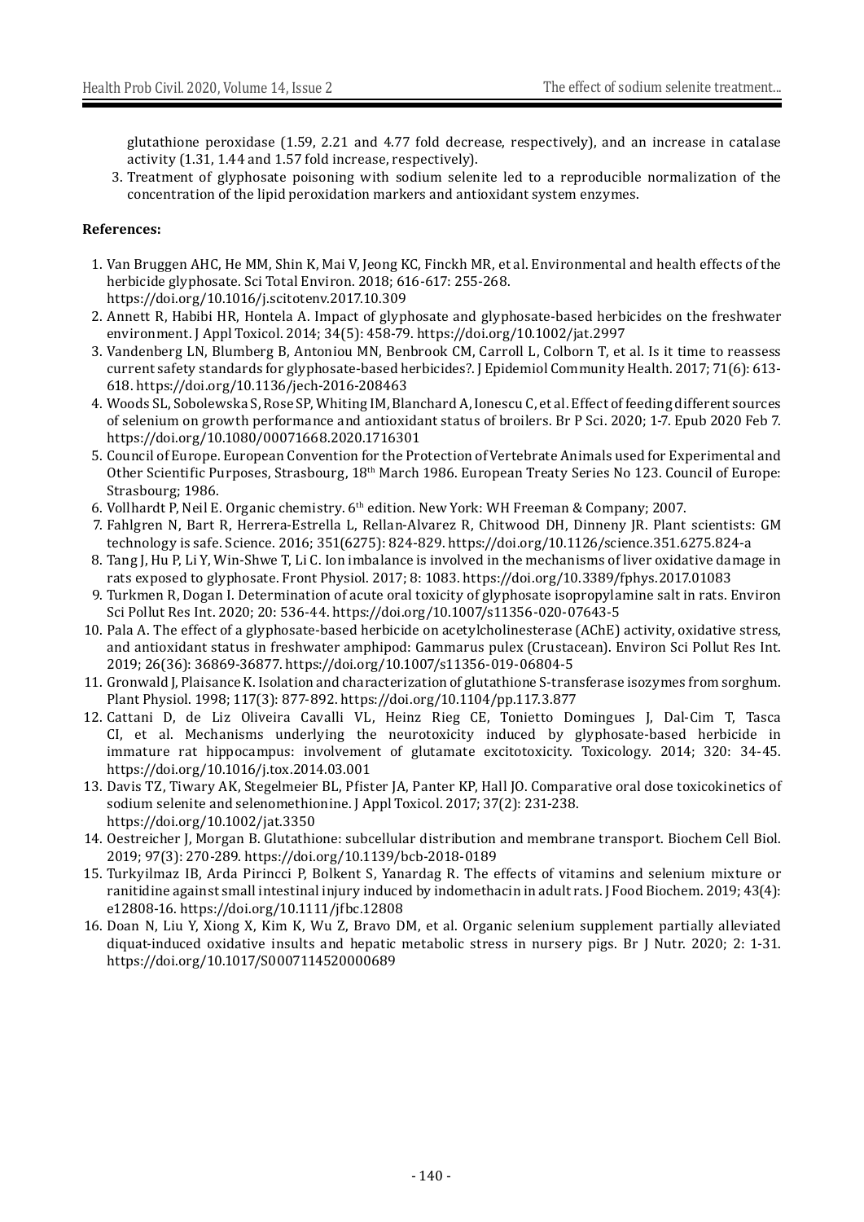glutathione peroxidase (1.59, 2.21 and 4.77 fold decrease, respectively), and an increase in catalase activity (1.31, 1.44 and 1.57 fold increase, respectively).

3. Treatment of glyphosate poisoning with sodium selenite led to a reproducible normalization of the concentration of the lipid peroxidation markers and antioxidant system enzymes.

**References:**

1. Van Bruggen AHC, He MM, Shin K, Mai V, Jeong KC, Finckh MR, et al. Environmental and health effects of the herbicide glyphosate. Sci Total Environ. 2018; 616-617: 255-268. https://doi.org/10.1016/j.scitotenv.2017.10.309
2. Annett R, Habibi HR, Hontela A. Impact of glyphosate and glyphosate-based herbicides on the freshwater environment. J Appl Toxicol. 2014; 34(5): 458-79. https://doi.org/10.1002/jat.2997
3. Vandenberg LN, Blumberg B, Antoniou MN, Benbrook CM, Carroll L, Colborn T, et al. Is it time to reassess current safety standards for glyphosate-based herbicides?. J Epidemiol Community Health. 2017; 71(6): 613-618. https://doi.org/10.1136/jech-2016-208463
4. Woods SL, Sobolewska S, Rose SP, Whiting IM, Blanchard A, Ionescu C, et al. Effect of feeding different sources of selenium on growth performance and antioxidant status of broilers. Br P Sci. 2020; 1-7. Epub 2020 Feb 7. https://doi.org/10.1080/00071668.2020.1716301
5. Council of Europe. European Convention for the Protection of Vertebrate Animals used for Experimental and Other Scientific Purposes, Strasbourg, 18th March 1986. European Treaty Series No 123. Council of Europe: Strasbourg; 1986.
6. Vollhardt P, Neil E. Organic chemistry. 6th edition. New York: WH Freeman & Company; 2007.
7. Fahlgren N, Bart R, Herrera-Estrella L, Rellan-Alvarez R, Chitwood DH, Dinneny JR. Plant scientists: GM technology is safe. Science. 2016; 351(6275): 824-829. https://doi.org/10.1126/science.351.6275.824-a
8. Tang J, Hu P, Li Y, Win-Shwe T, Li C. Ion imbalance is involved in the mechanisms of liver oxidative damage in rats exposed to glyphosate. Front Physiol. 2017; 8: 1083. https://doi.org/10.3389/fphys.2017.01083
9. Turkmen R, Dogan I. Determination of acute oral toxicity of glyphosate isopropylamine salt in rats. Environ Sci Pollut Res Int. 2020; 20: 536-44. https://doi.org/10.1007/s11356-020-07643-5
10. Pala A. The effect of a glyphosate-based herbicide on acetylcholinesterase (AChE) activity, oxidative stress, and antioxidant status in freshwater amphipod: Gammarus pulex (Crustacean). Environ Sci Pollut Res Int. 2019; 26(36): 36869-36877. https://doi.org/10.1007/s11356-019-06804-5
11. Gronwald J, Plaisance K. Isolation and characterization of glutathione S-transferase isozymes from sorghum. Plant Physiol. 1998; 117(3): 877-892. https://doi.org/10.1104/pp.117.3.877
12. Cattani D, de Liz Oliveira Cavalli VL, Heinz Rieg CE, Tonietto Domingues J, Dal-Cim T, Tasca CI, et al. Mechanisms underlying the neurotoxicity induced by glyphosate-based herbicide in immature rat hippocampus: involvement of glutamate excitotoxicity. Toxicology. 2014; 320: 34-45. https://doi.org/10.1016/j.tox.2014.03.001
13. Davis TZ, Tiwary AK, Stegelmeier BL, Pfister JA, Panter KP, Hall JO. Comparative oral dose toxicokinetics of sodium selenite and selenomethionine. J Appl Toxicol. 2017; 37(2): 231-238. https://doi.org/10.1002/jat.3350
14. Oestreicher J, Morgan B. Glutathione: subcellular distribution and membrane transport. Biochem Cell Biol. 2019; 97(3): 270-289. https://doi.org/10.1139/bcb-2018-0189
15. Turkyilmaz IB, Arda Pirincci P, Bolkent S, Yanardag R. The effects of vitamins and selenium mixture or ranitidine against small intestinal injury induced by indomethacin in adult rats. J Food Biochem. 2019; 43(4): e12808-16. https://doi.org/10.1111/jfbc.12808
16. Doan N, Liu Y, Xiong X, Kim K, Wu Z, Bravo DM, et al. Organic selenium supplement partially alleviated diquat-induced oxidative insults and hepatic metabolic stress in nursery pigs. Br J Nutr. 2020; 2: 1-31. https://doi.org/10.1017/S0007114520000689